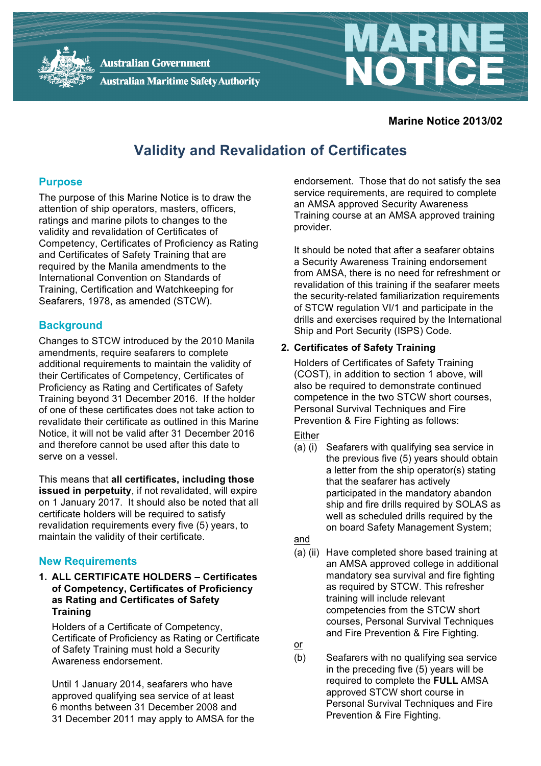Australian Government

Australian Maritime Safety Authority

# MARINE NOTICE

**Marine Notice 2013/02**

# Validity and Revalidation of Certificates

## Purpose

The purpose of this Marine Notice is to draw the attention of ship operators, masters, officers, ratings and marine pilots to changes to the validity and revalidation of Certificates of Competency, Certificates of Proficiency as Rating and Certificates of Safety Training that are required by the Manila amendments to the International Convention on Standards of Training, Certification and Watchkeeping for Seafarers, 1978, as amended (STCW).

## Background

Changes to STCW introduced by the 2010 Manila amendments, require seafarers to complete additional requirements to maintain the validity of their Certificates of Competency, Certificates of Proficiency as Rating and Certificates of Safety Training beyond 31 December 2016. If the holder of one of these certificates does not take action to revalidate their certificate as outlined in this Marine Notice, it will not be valid after 31 December 2016 and therefore cannot be used after this date to serve on a vessel.

This means that **all certificates, including those issued in perpetuity**, if not revalidated, will expire on 1 January 2017. It should also be noted that all certificate holders will be required to satisfy revalidation requirements every five (5) years, to maintain the validity of their certificate.

## New Requirements

1. **ALL CERTIFICATE HOLDERS – Certificates of Competency, Certificates of Proficiency as Rating and Certificates of Safety Training**

   Holders of a Certificate of Competency, Certificate of Proficiency as Rating or Certificate of Safety Training must hold a Security Awareness endorsement.

   Until 1 January 2014, seafarers who have approved qualifying sea service of at least 6 months between 31 December 2008 and 31 December 2011 may apply to AMSA for the endorsement. Those that do not satisfy the sea service requirements, are required to complete an AMSA approved Security Awareness Training course at an AMSA approved training provider.

   It should be noted that after a seafarer obtains a Security Awareness Training endorsement from AMSA, there is no need for refreshment or revalidation of this training if the seafarer meets the security-related familiarization requirements of STCW regulation VI/1 and participate in the drills and exercises required by the International Ship and Port Security (ISPS) Code.

2. **Certificates of Safety Training**

   Holders of Certificates of Safety Training (COST), in addition to section 1 above, will also be required to demonstrate continued competence in the two STCW short courses, Personal Survival Techniques and Fire Prevention & Fire Fighting as follows:

   Either

   (a) (i) Seafarers with qualifying sea service in the previous five (5) years should obtain a letter from the ship operator(s) stating that the seafarer has actively participated in the mandatory abandon ship and fire drills required by SOLAS as well as scheduled drills required by the on board Safety Management System;

   and

   (a) (ii) Have completed shore based training at an AMSA approved college in additional mandatory sea survival and fire fighting as required by STCW. This refresher training will include relevant competencies from the STCW short courses, Personal Survival Techniques and Fire Prevention & Fire Fighting.

   or

   (b) Seafarers with no qualifying sea service in the preceding five (5) years will be required to complete the **FULL** AMSA approved STCW short course in Personal Survival Techniques and Fire Prevention & Fire Fighting.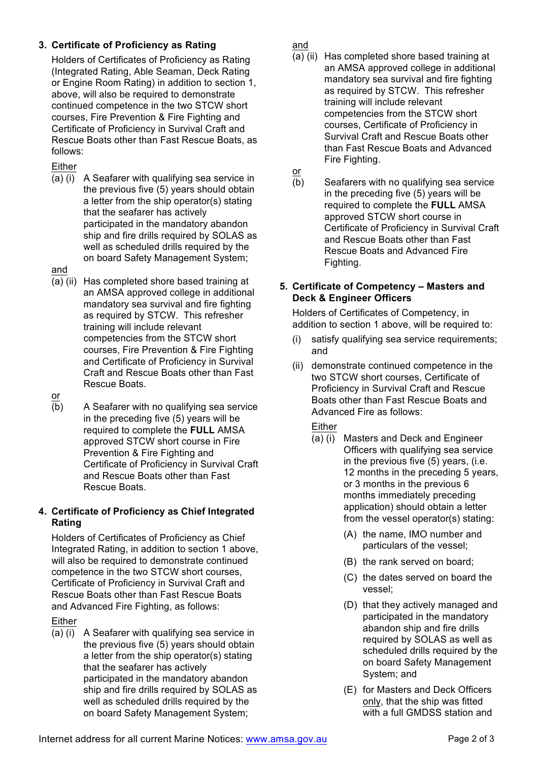## 3. Certificate of Proficiency as Rating

Holders of Certificates of Proficiency as Rating (Integrated Rating, Able Seaman, Deck Rating or Engine Room Rating) in addition to section 1, above, will also be required to demonstrate continued competence in the two STCW short courses, Fire Prevention & Fire Fighting and Certificate of Proficiency in Survival Craft and Rescue Boats other than Fast Rescue Boats, as follows:

Either

(a) (i) A Seafarer with qualifying sea service in the previous five (5) years should obtain a letter from the ship operator(s) stating that the seafarer has actively participated in the mandatory abandon ship and fire drills required by SOLAS as well as scheduled drills required by the on board Safety Management System;

and

(a) (ii) Has completed shore based training at an AMSA approved college in additional mandatory sea survival and fire fighting as required by STCW. This refresher training will include relevant competencies from the STCW short courses, Fire Prevention & Fire Fighting and Certificate of Proficiency in Survival Craft and Rescue Boats other than Fast Rescue Boats.

or

(b) A Seafarer with no qualifying sea service in the preceding five (5) years will be required to complete the **FULL** AMSA approved STCW short course in Fire Prevention & Fire Fighting and Certificate of Proficiency in Survival Craft and Rescue Boats other than Fast Rescue Boats.

## 4. Certificate of Proficiency as Chief Integrated Rating

Holders of Certificates of Proficiency as Chief Integrated Rating, in addition to section 1 above, will also be required to demonstrate continued competence in the two STCW short courses, Certificate of Proficiency in Survival Craft and Rescue Boats other than Fast Rescue Boats and Advanced Fire Fighting, as follows:

Either

(a) (i) A Seafarer with qualifying sea service in the previous five (5) years should obtain a letter from the ship operator(s) stating that the seafarer has actively participated in the mandatory abandon ship and fire drills required by SOLAS as well as scheduled drills required by the on board Safety Management System;

and

(a) (ii) Has completed shore based training at an AMSA approved college in additional mandatory sea survival and fire fighting as required by STCW. This refresher training will include relevant competencies from the STCW short courses, Certificate of Proficiency in Survival Craft and Rescue Boats other than Fast Rescue Boats and Advanced Fire Fighting.

or

(b) Seafarers with no qualifying sea service in the preceding five (5) years will be required to complete the **FULL** AMSA approved STCW short course in Certificate of Proficiency in Survival Craft and Rescue Boats other than Fast Rescue Boats and Advanced Fire Fighting.

## 5. Certificate of Competency – Masters and Deck & Engineer Officers

Holders of Certificates of Competency, in addition to section 1 above, will be required to:

(i) satisfy qualifying sea service requirements; and

(ii) demonstrate continued competence in the two STCW short courses, Certificate of Proficiency in Survival Craft and Rescue Boats other than Fast Rescue Boats and Advanced Fire as follows:

Either

(a) (i) Masters and Deck and Engineer Officers with qualifying sea service in the previous five (5) years, (i.e. 12 months in the preceding 5 years, or 3 months in the previous 6 months immediately preceding application) should obtain a letter from the vessel operator(s) stating:

(A) the name, IMO number and particulars of the vessel;

(B) the rank served on board;

(C) the dates served on board the vessel;

(D) that they actively managed and participated in the mandatory abandon ship and fire drills required by SOLAS as well as scheduled drills required by the on board Safety Management System; and

(E) for Masters and Deck Officers only, that the ship was fitted with a full GMDSS station and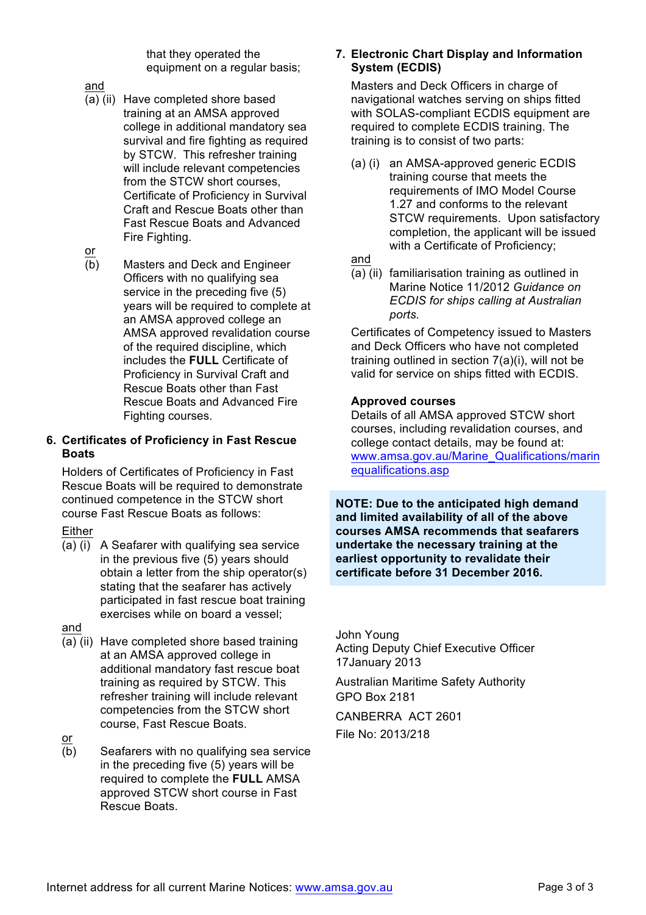that they operated the equipment on a regular basis;

and

(a) (ii) Have completed shore based training at an AMSA approved college in additional mandatory sea survival and fire fighting as required by STCW. This refresher training will include relevant competencies from the STCW short courses, Certificate of Proficiency in Survival Craft and Rescue Boats other than Fast Rescue Boats and Advanced Fire Fighting.

or

(b) Masters and Deck and Engineer Officers with no qualifying sea service in the preceding five (5) years will be required to complete at an AMSA approved college an AMSA approved revalidation course of the required discipline, which includes the **FULL** Certificate of Proficiency in Survival Craft and Rescue Boats other than Fast Rescue Boats and Advanced Fire Fighting courses.

## 6. Certificates of Proficiency in Fast Rescue Boats

Holders of Certificates of Proficiency in Fast Rescue Boats will be required to demonstrate continued competence in the STCW short course Fast Rescue Boats as follows:

Either

(a) (i) A Seafarer with qualifying sea service in the previous five (5) years should obtain a letter from the ship operator(s) stating that the seafarer has actively participated in fast rescue boat training exercises while on board a vessel;

and

(a) (ii) Have completed shore based training at an AMSA approved college in additional mandatory fast rescue boat training as required by STCW. This refresher training will include relevant competencies from the STCW short course, Fast Rescue Boats.

or

(b) Seafarers with no qualifying sea service in the preceding five (5) years will be required to complete the **FULL** AMSA approved STCW short course in Fast Rescue Boats.

## 7. Electronic Chart Display and Information System (ECDIS)

Masters and Deck Officers in charge of navigational watches serving on ships fitted with SOLAS-compliant ECDIS equipment are required to complete ECDIS training. The training is to consist of two parts:

(a) (i) an AMSA-approved generic ECDIS training course that meets the requirements of IMO Model Course 1.27 and conforms to the relevant STCW requirements. Upon satisfactory completion, the applicant will be issued with a Certificate of Proficiency;

and

(a) (ii) familiarisation training as outlined in Marine Notice 11/2012 *Guidance on ECDIS for ships calling at Australian ports.*

Certificates of Competency issued to Masters and Deck Officers who have not completed training outlined in section 7(a)(i), will not be valid for service on ships fitted with ECDIS.

### Approved courses

Details of all AMSA approved STCW short courses, including revalidation courses, and college contact details, may be found at: www.amsa.gov.au/Marine_Qualifications/marinequalifications.asp

**NOTE: Due to the anticipated high demand and limited availability of all of the above courses AMSA recommends that seafarers undertake the necessary training at the earliest opportunity to revalidate their certificate before 31 December 2016.**

John Young
Acting Deputy Chief Executive Officer
17January 2013

Australian Maritime Safety Authority
GPO Box 2181

CANBERRA ACT 2601

File No: 2013/218

Internet address for all current Marine Notices: www.amsa.gov.au